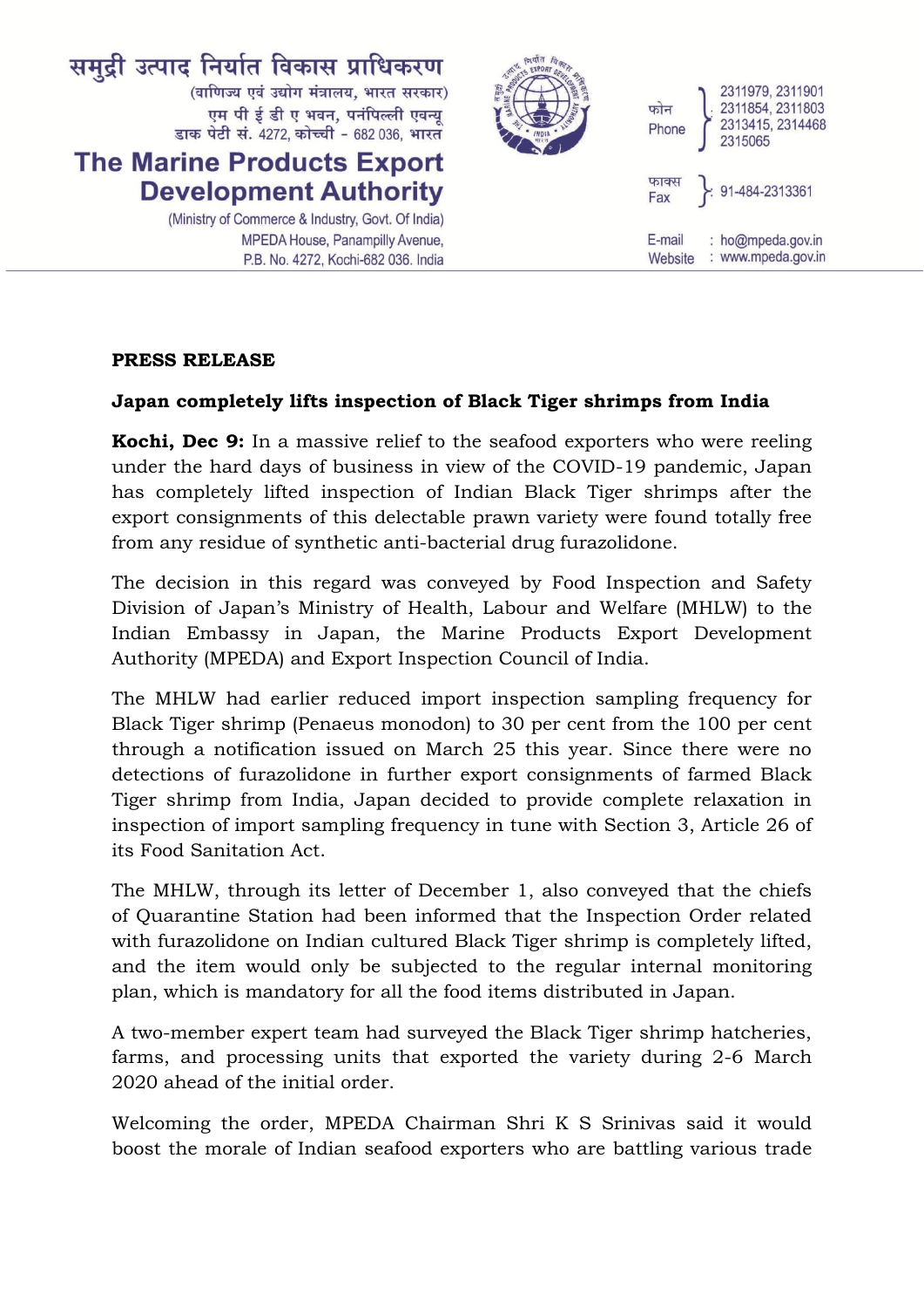समुद्री उत्पाद निर्यात विकास प्राधिकरण
(वाणिज्य एवं उद्योग मंत्रालय, भारत सरकार)
एम पी ई डी ए भवन, पनंपिल्ली एवन्यू
डाक पेटी सं. 4272, कोच्ची - 682 036, भारत

**The Marine Products Export Development Authority**
(Ministry of Commerce & Industry, Govt. Of India)
MPEDA House, Panampilly Avenue,
P.B. No. 4272, Kochi-682 036. India

फोन / Phone : 2311979, 2311901, 2311854, 2311803, 2313415, 2314468, 2315065

फाक्स / Fax : 91-484-2313361

E-mail : ho@mpeda.gov.in
Website : www.mpeda.gov.in

**PRESS RELEASE**

**Japan completely lifts inspection of Black Tiger shrimps from India**

**Kochi, Dec 9:** In a massive relief to the seafood exporters who were reeling under the hard days of business in view of the COVID-19 pandemic, Japan has completely lifted inspection of Indian Black Tiger shrimps after the export consignments of this delectable prawn variety were found totally free from any residue of synthetic anti-bacterial drug furazolidone.

The decision in this regard was conveyed by Food Inspection and Safety Division of Japan's Ministry of Health, Labour and Welfare (MHLW) to the Indian Embassy in Japan, the Marine Products Export Development Authority (MPEDA) and Export Inspection Council of India.

The MHLW had earlier reduced import inspection sampling frequency for Black Tiger shrimp (Penaeus monodon) to 30 per cent from the 100 per cent through a notification issued on March 25 this year. Since there were no detections of furazolidone in further export consignments of farmed Black Tiger shrimp from India, Japan decided to provide complete relaxation in inspection of import sampling frequency in tune with Section 3, Article 26 of its Food Sanitation Act.

The MHLW, through its letter of December 1, also conveyed that the chiefs of Quarantine Station had been informed that the Inspection Order related with furazolidone on Indian cultured Black Tiger shrimp is completely lifted, and the item would only be subjected to the regular internal monitoring plan, which is mandatory for all the food items distributed in Japan.

A two-member expert team had surveyed the Black Tiger shrimp hatcheries, farms, and processing units that exported the variety during 2-6 March 2020 ahead of the initial order.

Welcoming the order, MPEDA Chairman Shri K S Srinivas said it would boost the morale of Indian seafood exporters who are battling various trade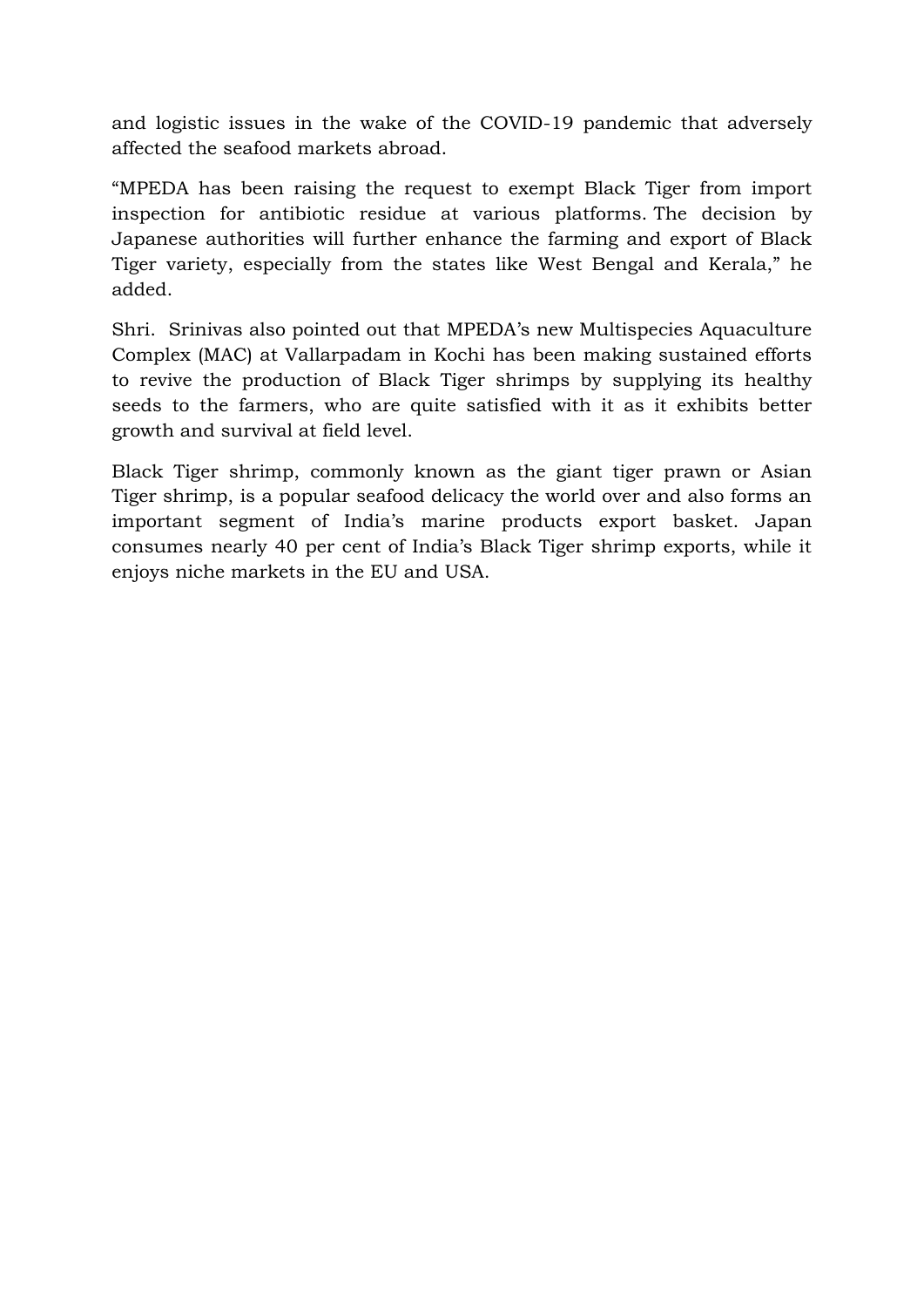and logistic issues in the wake of the COVID-19 pandemic that adversely affected the seafood markets abroad.

"MPEDA has been raising the request to exempt Black Tiger from import inspection for antibiotic residue at various platforms. The decision by Japanese authorities will further enhance the farming and export of Black Tiger variety, especially from the states like West Bengal and Kerala," he added.

Shri. Srinivas also pointed out that MPEDA's new Multispecies Aquaculture Complex (MAC) at Vallarpadam in Kochi has been making sustained efforts to revive the production of Black Tiger shrimps by supplying its healthy seeds to the farmers, who are quite satisfied with it as it exhibits better growth and survival at field level.

Black Tiger shrimp, commonly known as the giant tiger prawn or Asian Tiger shrimp, is a popular seafood delicacy the world over and also forms an important segment of India's marine products export basket. Japan consumes nearly 40 per cent of India's Black Tiger shrimp exports, while it enjoys niche markets in the EU and USA.